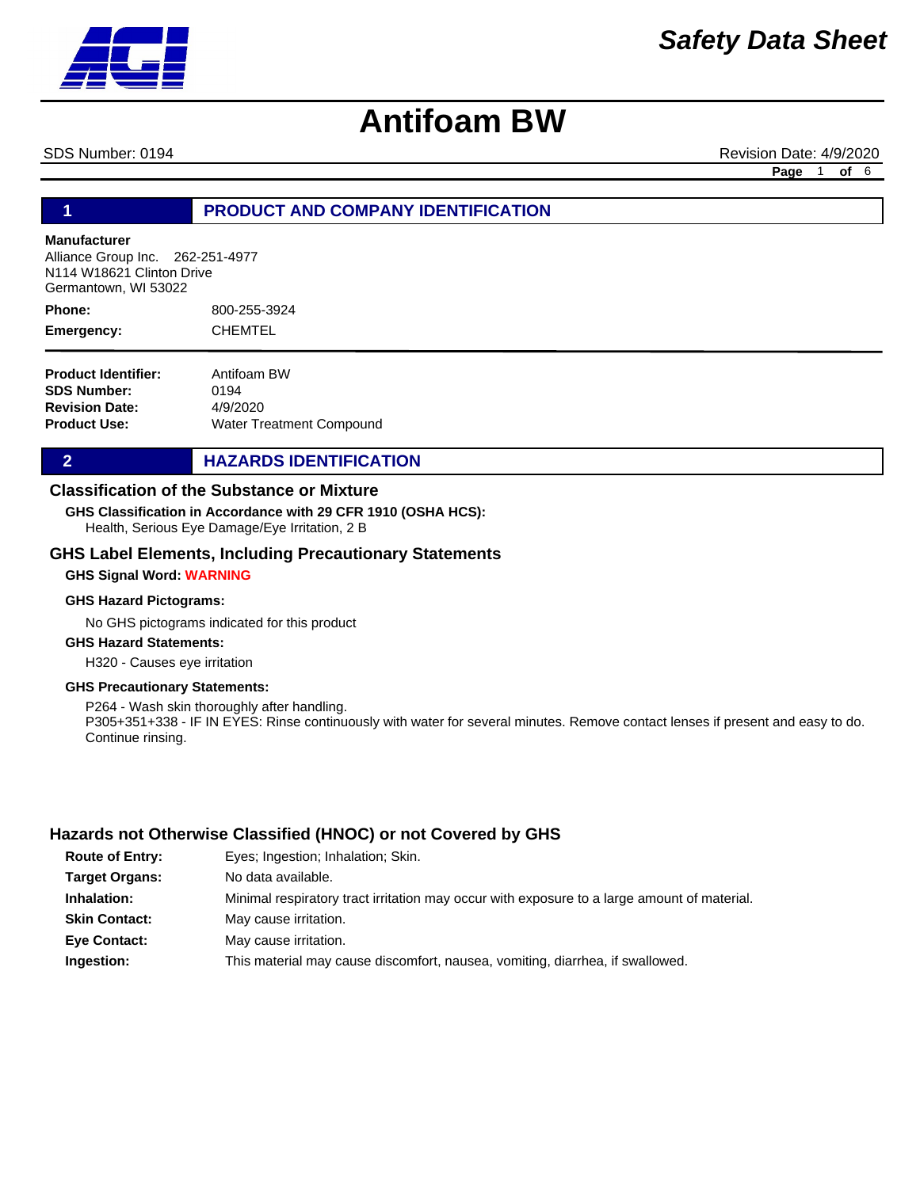# Safety Data Sheet

# Antifoam BW

SDS Number: 0194 Revision Date: 4/9/2020

## 1 PRODUCT AND COMPANY IDENTIFICATION

**Manufacturer**
Alliance Group Inc. 262-251-4977
N114 W18621 Clinton Drive
Germantown, WI 53022

| | |
|---|---|
| **Phone:** | 800-255-3924 |
| **Emergency:** | CHEMTEL |

| | |
|---|---|
| **Product Identifier:** | Antifoam BW |
| **SDS Number:** | 0194 |
| **Revision Date:** | 4/9/2020 |
| **Product Use:** | Water Treatment Compound |

## 2 HAZARDS IDENTIFICATION

### Classification of the Substance or Mixture

**GHS Classification in Accordance with 29 CFR 1910 (OSHA HCS):**
Health, Serious Eye Damage/Eye Irritation, 2 B

### GHS Label Elements, Including Precautionary Statements

**GHS Signal Word: WARNING**

**GHS Hazard Pictograms:**

No GHS pictograms indicated for this product

**GHS Hazard Statements:**

H320 - Causes eye irritation

**GHS Precautionary Statements:**

P264 - Wash skin thoroughly after handling.
P305+351+338 - IF IN EYES: Rinse continuously with water for several minutes. Remove contact lenses if present and easy to do. Continue rinsing.

### Hazards not Otherwise Classified (HNOC) or not Covered by GHS

| | |
|---|---|
| **Route of Entry:** | Eyes; Ingestion; Inhalation; Skin. |
| **Target Organs:** | No data available. |
| **Inhalation:** | Minimal respiratory tract irritation may occur with exposure to a large amount of material. |
| **Skin Contact:** | May cause irritation. |
| **Eye Contact:** | May cause irritation. |
| **Ingestion:** | This material may cause discomfort, nausea, vomiting, diarrhea, if swallowed. |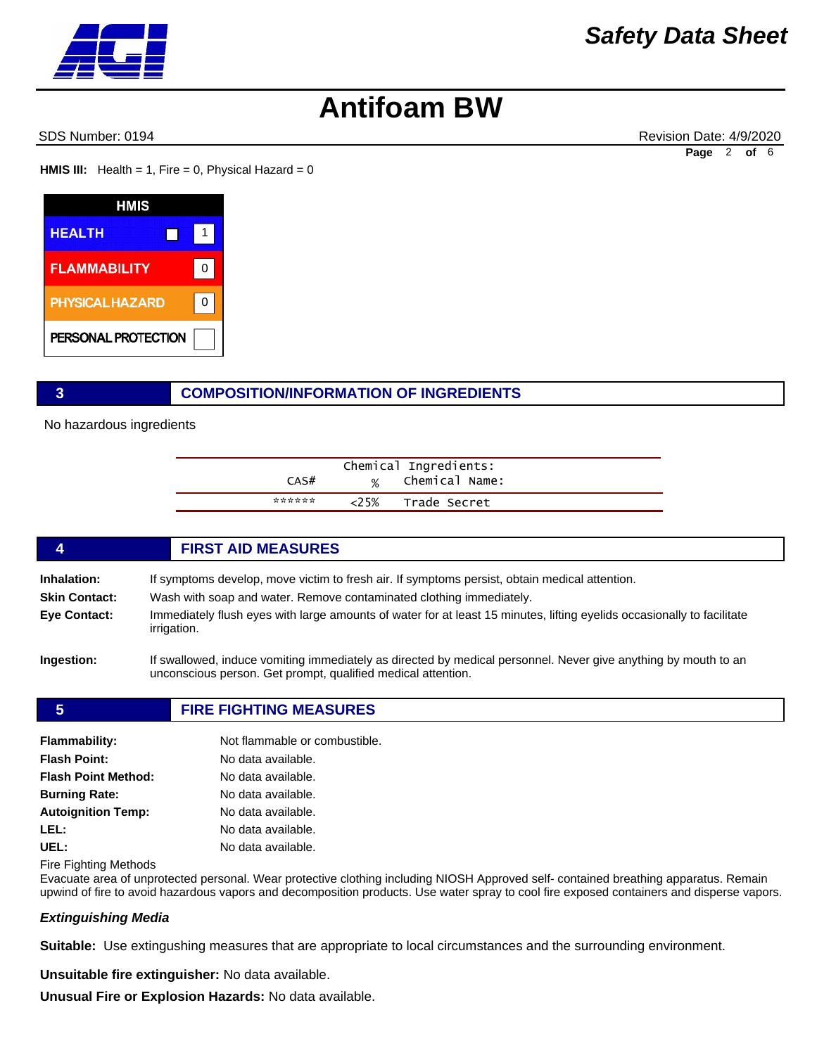**HMIS III:** Health = 1, Fire = 0, Physical Hazard = 0

| HMIS | |
|---|---|
| HEALTH | 1 |
| FLAMMABILITY | 0 |
| PHYSICAL HAZARD | 0 |
| PERSONAL PROTECTION | |

## 3 COMPOSITION/INFORMATION OF INGREDIENTS

No hazardous ingredients

| CAS# | % | Chemical Name: |
|---|---|---|
| ****** | <25% | Trade Secret |

## 4 FIRST AID MEASURES

**Inhalation:** If symptoms develop, move victim to fresh air. If symptoms persist, obtain medical attention.

**Skin Contact:** Wash with soap and water. Remove contaminated clothing immediately.

**Eye Contact:** Immediately flush eyes with large amounts of water for at least 15 minutes, lifting eyelids occasionally to facilitate irrigation.

**Ingestion:** If swallowed, induce vomiting immediately as directed by medical personnel. Never give anything by mouth to an unconscious person. Get prompt, qualified medical attention.

## 5 FIRE FIGHTING MEASURES

**Flammability:** Not flammable or combustible.

**Flash Point:** No data available.

**Flash Point Method:** No data available.

**Burning Rate:** No data available.

**Autoignition Temp:** No data available.

**LEL:** No data available.

**UEL:** No data available.

Fire Fighting Methods

Evacuate area of unprotected personal. Wear protective clothing including NIOSH Approved self- contained breathing apparatus. Remain upwind of fire to avoid hazardous vapors and decomposition products. Use water spray to cool fire exposed containers and disperse vapors.

***Extinguishing Media***

**Suitable:** Use extingushing measures that are appropriate to local circumstances and the surrounding environment.

**Unsuitable fire extinguisher:** No data available.

**Unusual Fire or Explosion Hazards:** No data available.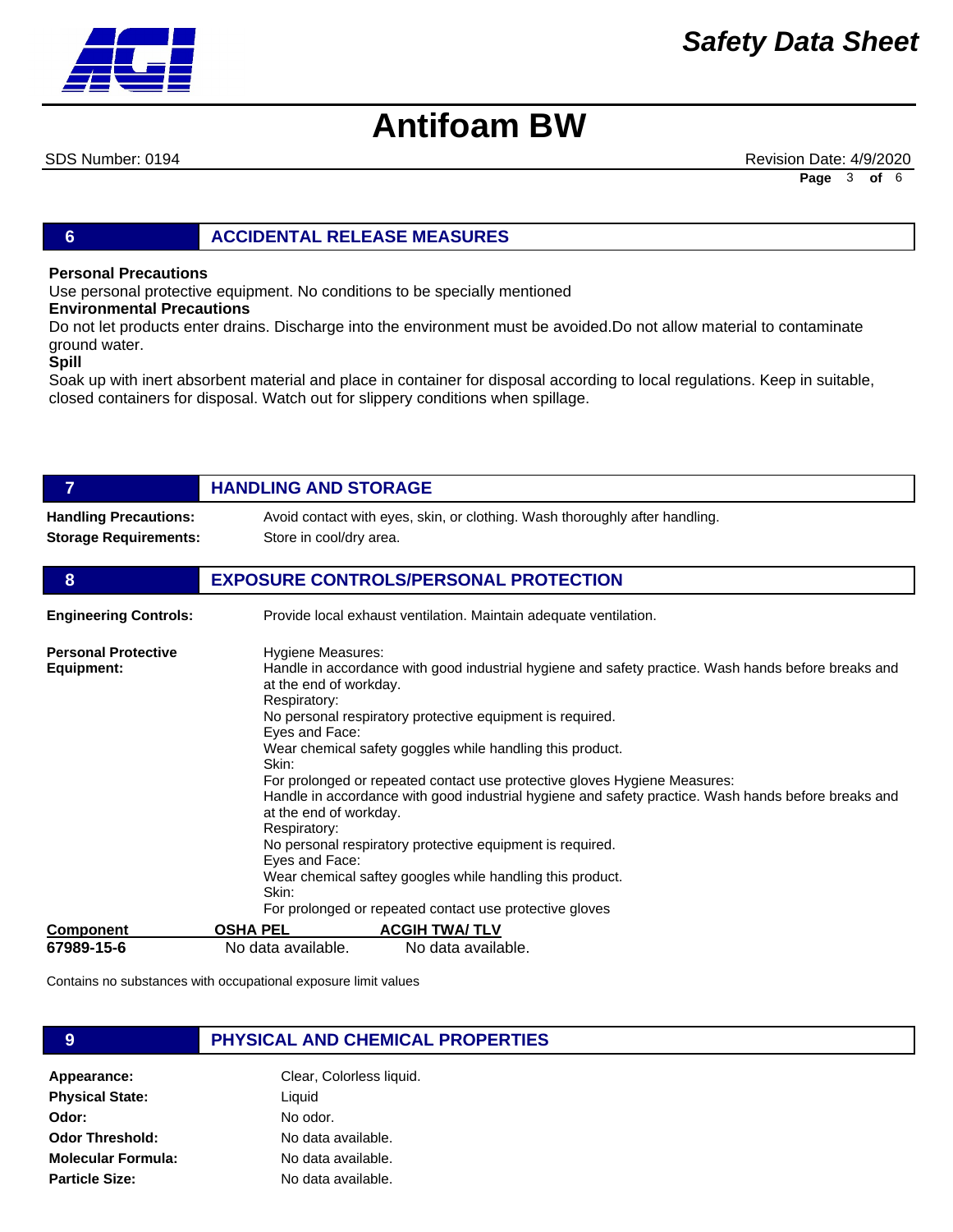## 6 ACCIDENTAL RELEASE MEASURES

**Personal Precautions**
Use personal protective equipment. No conditions to be specially mentioned
**Environmental Precautions**
Do not let products enter drains. Discharge into the environment must be avoided.Do not allow material to contaminate ground water.
**Spill**
Soak up with inert absorbent material and place in container for disposal according to local regulations. Keep in suitable, closed containers for disposal. Watch out for slippery conditions when spillage.

## 7 HANDLING AND STORAGE

**Handling Precautions:** Avoid contact with eyes, skin, or clothing. Wash thoroughly after handling.
**Storage Requirements:** Store in cool/dry area.

## 8 EXPOSURE CONTROLS/PERSONAL PROTECTION

**Engineering Controls:** Provide local exhaust ventilation. Maintain adequate ventilation.

**Personal Protective Equipment:**
Hygiene Measures:
Handle in accordance with good industrial hygiene and safety practice. Wash hands before breaks and at the end of workday.
Respiratory:
No personal respiratory protective equipment is required.
Eyes and Face:
Wear chemical safety goggles while handling this product.
Skin:
For prolonged or repeated contact use protective gloves Hygiene Measures:
Handle in accordance with good industrial hygiene and safety practice. Wash hands before breaks and at the end of workday.
Respiratory:
No personal respiratory protective equipment is required.
Eyes and Face:
Wear chemical saftey googles while handling this product.
Skin:
For prolonged or repeated contact use protective gloves

| Component | OSHA PEL | ACGIH TWA/ TLV |
|---|---|---|
| **67989-15-6** | No data available. | No data available. |

Contains no substances with occupational exposure limit values

## 9 PHYSICAL AND CHEMICAL PROPERTIES

**Appearance:** Clear, Colorless liquid.
**Physical State:** Liquid
**Odor:** No odor.
**Odor Threshold:** No data available.
**Molecular Formula:** No data available.
**Particle Size:** No data available.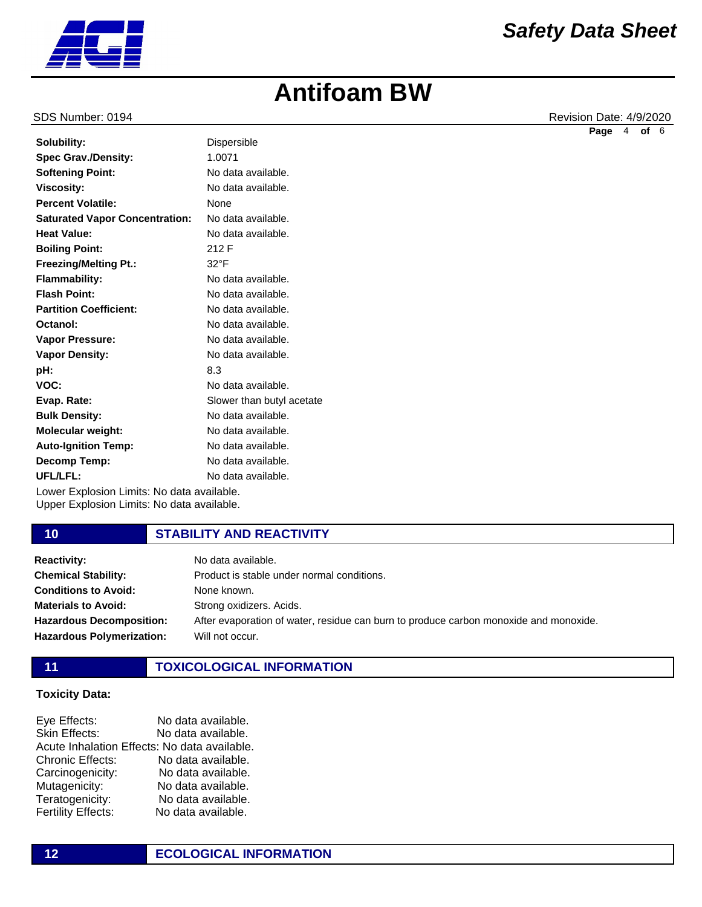| | |
|---|---|
| **Solubility:** | Dispersible |
| **Spec Grav./Density:** | 1.0071 |
| **Softening Point:** | No data available. |
| **Viscosity:** | No data available. |
| **Percent Volatile:** | None |
| **Saturated Vapor Concentration:** | No data available. |
| **Heat Value:** | No data available. |
| **Boiling Point:** | 212 F |
| **Freezing/Melting Pt.:** | 32°F |
| **Flammability:** | No data available. |
| **Flash Point:** | No data available. |
| **Partition Coefficient:** | No data available. |
| **Octanol:** | No data available. |
| **Vapor Pressure:** | No data available. |
| **Vapor Density:** | No data available. |
| **pH:** | 8.3 |
| **VOC:** | No data available. |
| **Evap. Rate:** | Slower than butyl acetate |
| **Bulk Density:** | No data available. |
| **Molecular weight:** | No data available. |
| **Auto-Ignition Temp:** | No data available. |
| **Decomp Temp:** | No data available. |
| **UFL/LFL:** | No data available. |

Lower Explosion Limits: No data available.
Upper Explosion Limits: No data available.

## 10 STABILITY AND REACTIVITY

| | |
|---|---|
| **Reactivity:** | No data available. |
| **Chemical Stability:** | Product is stable under normal conditions. |
| **Conditions to Avoid:** | None known. |
| **Materials to Avoid:** | Strong oxidizers. Acids. |
| **Hazardous Decomposition:** | After evaporation of water, residue can burn to produce carbon monoxide and monoxide. |
| **Hazardous Polymerization:** | Will not occur. |

## 11 TOXICOLOGICAL INFORMATION

**Toxicity Data:**

Eye Effects: No data available.
Skin Effects: No data available.
Acute Inhalation Effects: No data available.
Chronic Effects: No data available.
Carcinogenicity: No data available.
Mutagenicity: No data available.
Teratogenicity: No data available.
Fertility Effects: No data available.

## 12 ECOLOGICAL INFORMATION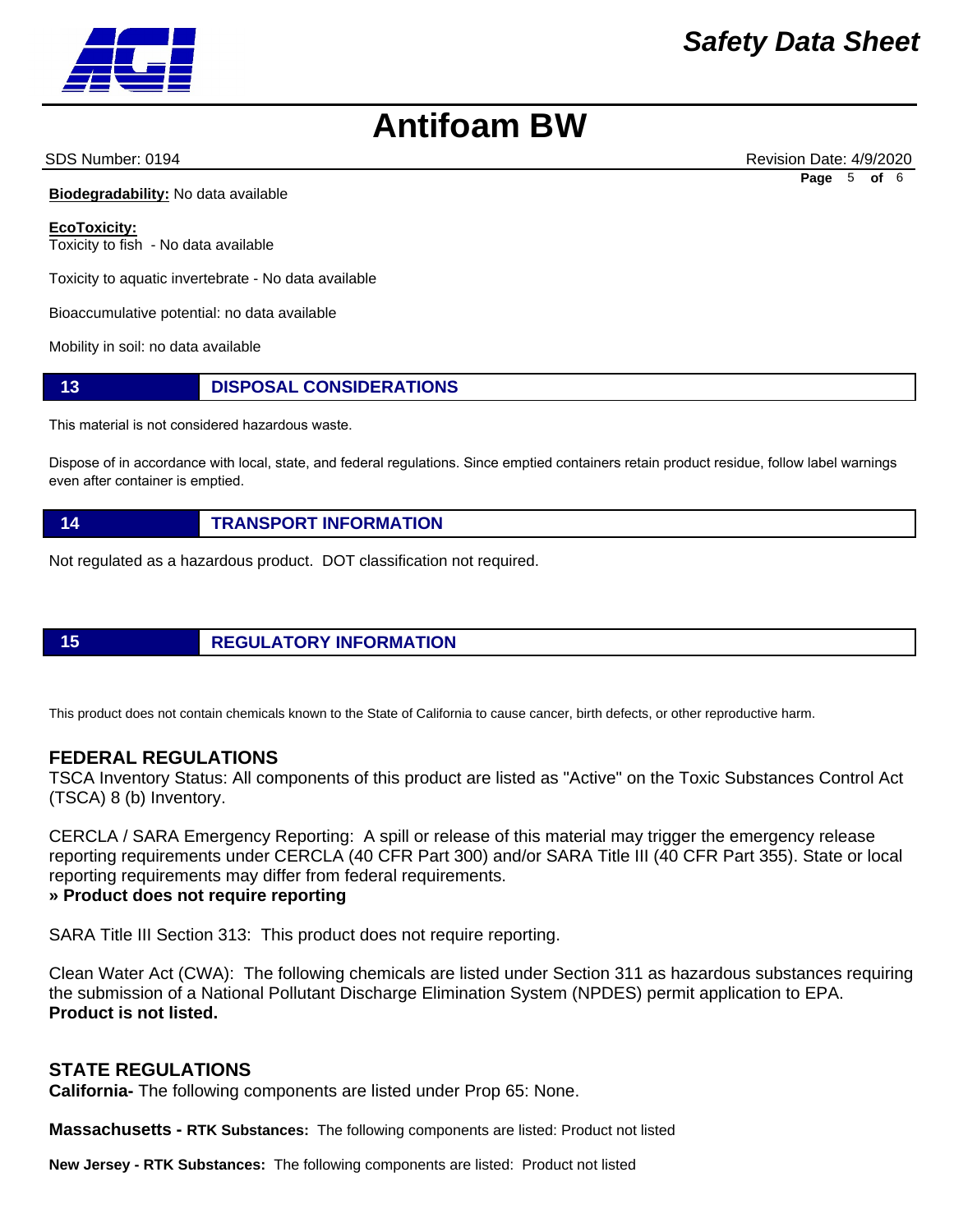**Biodegradability:** No data available

**EcoToxicity:**
Toxicity to fish - No data available

Toxicity to aquatic invertebrate - No data available

Bioaccumulative potential: no data available

Mobility in soil: no data available

## 13 DISPOSAL CONSIDERATIONS

This material is not considered hazardous waste.

Dispose of in accordance with local, state, and federal regulations. Since emptied containers retain product residue, follow label warnings even after container is emptied.

## 14 TRANSPORT INFORMATION

Not regulated as a hazardous product. DOT classification not required.

## 15 REGULATORY INFORMATION

This product does not contain chemicals known to the State of California to cause cancer, birth defects, or other reproductive harm.

### FEDERAL REGULATIONS

TSCA Inventory Status: All components of this product are listed as "Active" on the Toxic Substances Control Act (TSCA) 8 (b) Inventory.

CERCLA / SARA Emergency Reporting: A spill or release of this material may trigger the emergency release reporting requirements under CERCLA (40 CFR Part 300) and/or SARA Title III (40 CFR Part 355). State or local reporting requirements may differ from federal requirements.
**» Product does not require reporting**

SARA Title III Section 313: This product does not require reporting.

Clean Water Act (CWA): The following chemicals are listed under Section 311 as hazardous substances requiring the submission of a National Pollutant Discharge Elimination System (NPDES) permit application to EPA.
**Product is not listed.**

### STATE REGULATIONS

**California-** The following components are listed under Prop 65: None.

**Massachusetts - RTK Substances:** The following components are listed: Product not listed

**New Jersey - RTK Substances:** The following components are listed: Product not listed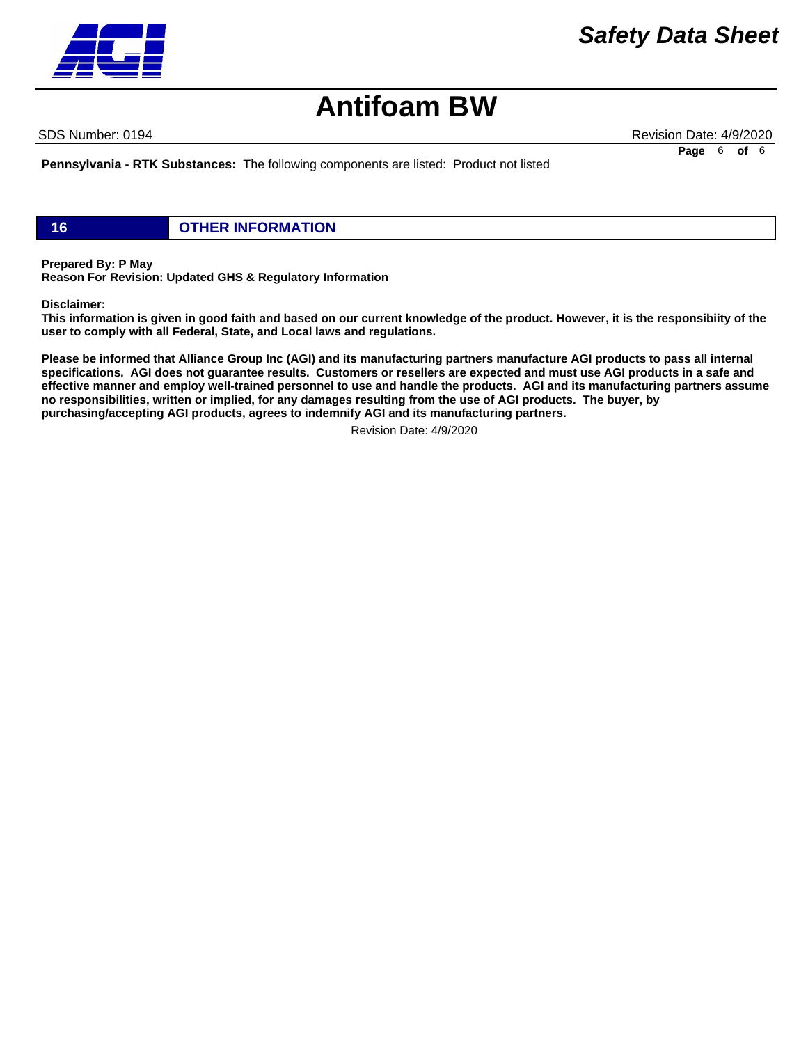**Pennsylvania - RTK Substances:** The following components are listed: Product not listed

## 16 OTHER INFORMATION

**Prepared By: P May**
**Reason For Revision: Updated GHS & Regulatory Information**

**Disclaimer:**
**This information is given in good faith and based on our current knowledge of the product. However, it is the responsibiity of the user to comply with all Federal, State, and Local laws and regulations.**

**Please be informed that Alliance Group Inc (AGI) and its manufacturing partners manufacture AGI products to pass all internal specifications. AGI does not guarantee results. Customers or resellers are expected and must use AGI products in a safe and effective manner and employ well-trained personnel to use and handle the products. AGI and its manufacturing partners assume no responsibilities, written or implied, for any damages resulting from the use of AGI products. The buyer, by purchasing/accepting AGI products, agrees to indemnify AGI and its manufacturing partners.**

Revision Date: 4/9/2020